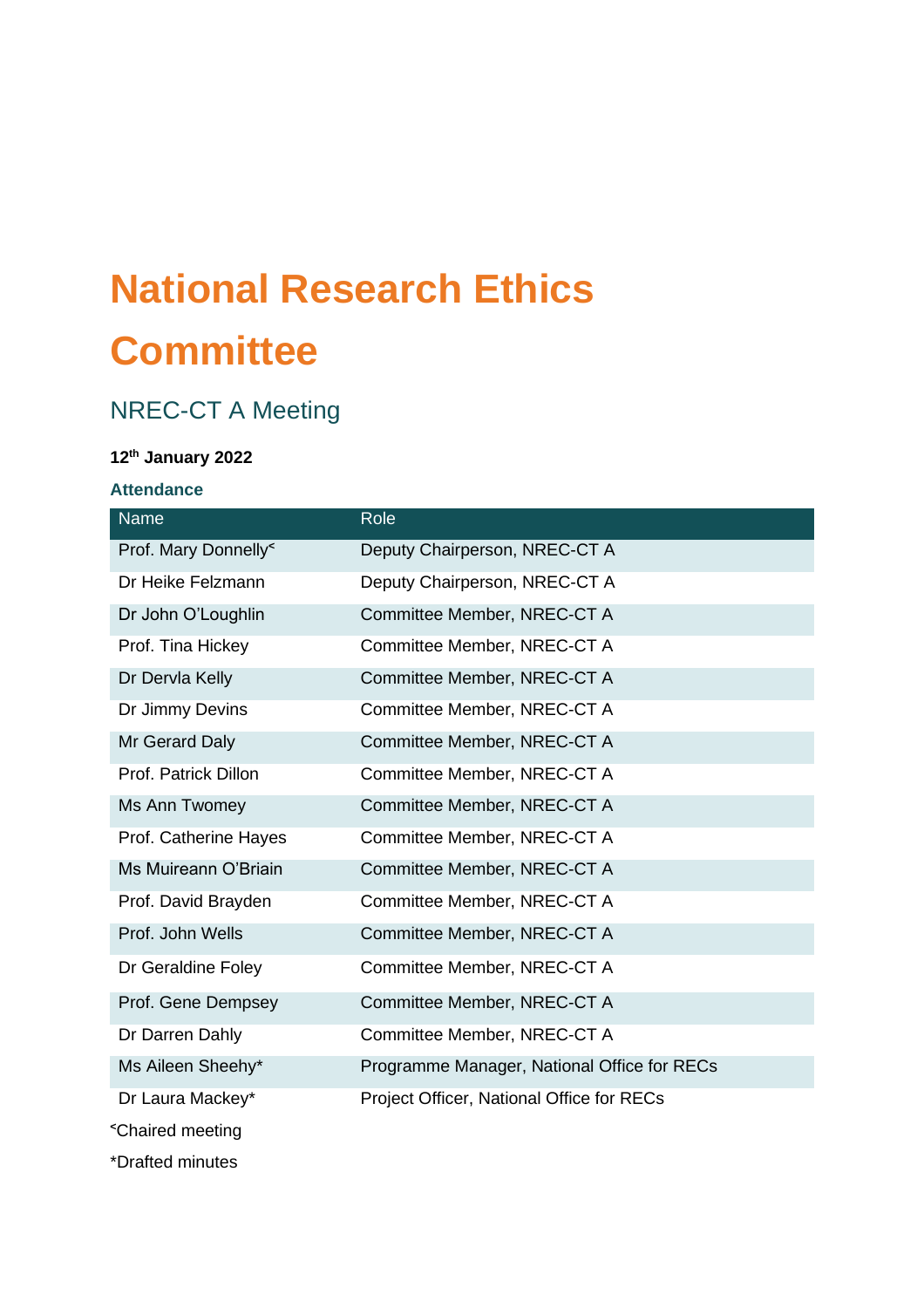# National Research Ethics Committee

## NREC-CT A Meeting

**12th January 2022**

### Attendance

| Name | Role |
|---|---|
| Prof. Mary Donnelly˂ | Deputy Chairperson, NREC-CT A |
| Dr Heike Felzmann | Deputy Chairperson, NREC-CT A |
| Dr John O'Loughlin | Committee Member, NREC-CT A |
| Prof. Tina Hickey | Committee Member, NREC-CT A |
| Dr Dervla Kelly | Committee Member, NREC-CT A |
| Dr Jimmy Devins | Committee Member, NREC-CT A |
| Mr Gerard Daly | Committee Member, NREC-CT A |
| Prof. Patrick Dillon | Committee Member, NREC-CT A |
| Ms Ann Twomey | Committee Member, NREC-CT A |
| Prof. Catherine Hayes | Committee Member, NREC-CT A |
| Ms Muireann O'Briain | Committee Member, NREC-CT A |
| Prof. David Brayden | Committee Member, NREC-CT A |
| Prof. John Wells | Committee Member, NREC-CT A |
| Dr Geraldine Foley | Committee Member, NREC-CT A |
| Prof. Gene Dempsey | Committee Member, NREC-CT A |
| Dr Darren Dahly | Committee Member, NREC-CT A |
| Ms Aileen Sheehy* | Programme Manager, National Office for RECs |
| Dr Laura Mackey* | Project Officer, National Office for RECs |

˂Chaired meeting

*Drafted minutes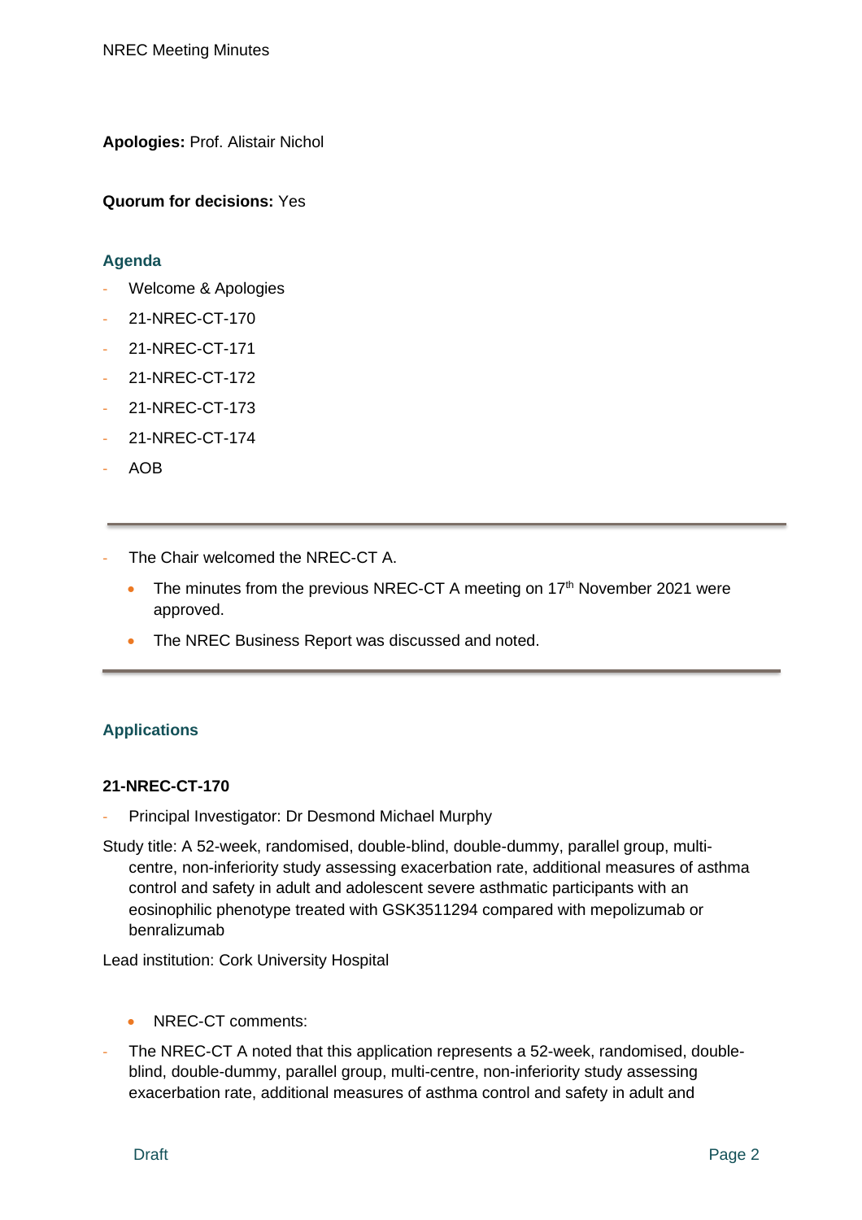**Apologies:** Prof. Alistair Nichol

**Quorum for decisions:** Yes

## Agenda

- Welcome & Apologies
- 21-NREC-CT-170
- 21-NREC-CT-171
- 21-NREC-CT-172
- 21-NREC-CT-173
- 21-NREC-CT-174
- AOB

---

- The Chair welcomed the NREC-CT A.
  - The minutes from the previous NREC-CT A meeting on 17th November 2021 were approved.
  - The NREC Business Report was discussed and noted.

---

## Applications

### 21-NREC-CT-170

- Principal Investigator: Dr Desmond Michael Murphy

Study title: A 52-week, randomised, double-blind, double-dummy, parallel group, multi-centre, non-inferiority study assessing exacerbation rate, additional measures of asthma control and safety in adult and adolescent severe asthmatic participants with an eosinophilic phenotype treated with GSK3511294 compared with mepolizumab or benralizumab

Lead institution: Cork University Hospital

- NREC-CT comments:

- The NREC-CT A noted that this application represents a 52-week, randomised, double-blind, double-dummy, parallel group, multi-centre, non-inferiority study assessing exacerbation rate, additional measures of asthma control and safety in adult and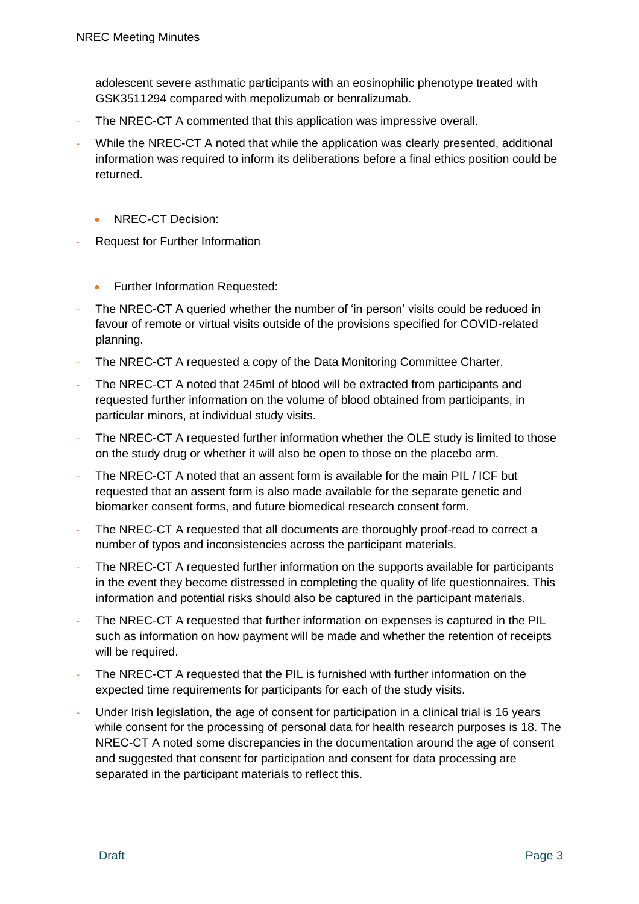adolescent severe asthmatic participants with an eosinophilic phenotype treated with GSK3511294 compared with mepolizumab or benralizumab.

- The NREC-CT A commented that this application was impressive overall.
- While the NREC-CT A noted that while the application was clearly presented, additional information was required to inform its deliberations before a final ethics position could be returned.

- NREC-CT Decision:

- Request for Further Information

- Further Information Requested:

- The NREC-CT A queried whether the number of 'in person' visits could be reduced in favour of remote or virtual visits outside of the provisions specified for COVID-related planning.
- The NREC-CT A requested a copy of the Data Monitoring Committee Charter.
- The NREC-CT A noted that 245ml of blood will be extracted from participants and requested further information on the volume of blood obtained from participants, in particular minors, at individual study visits.
- The NREC-CT A requested further information whether the OLE study is limited to those on the study drug or whether it will also be open to those on the placebo arm.
- The NREC-CT A noted that an assent form is available for the main PIL / ICF but requested that an assent form is also made available for the separate genetic and biomarker consent forms, and future biomedical research consent form.
- The NREC-CT A requested that all documents are thoroughly proof-read to correct a number of typos and inconsistencies across the participant materials.
- The NREC-CT A requested further information on the supports available for participants in the event they become distressed in completing the quality of life questionnaires. This information and potential risks should also be captured in the participant materials.
- The NREC-CT A requested that further information on expenses is captured in the PIL such as information on how payment will be made and whether the retention of receipts will be required.
- The NREC-CT A requested that the PIL is furnished with further information on the expected time requirements for participants for each of the study visits.
- Under Irish legislation, the age of consent for participation in a clinical trial is 16 years while consent for the processing of personal data for health research purposes is 18. The NREC-CT A noted some discrepancies in the documentation around the age of consent and suggested that consent for participation and consent for data processing are separated in the participant materials to reflect this.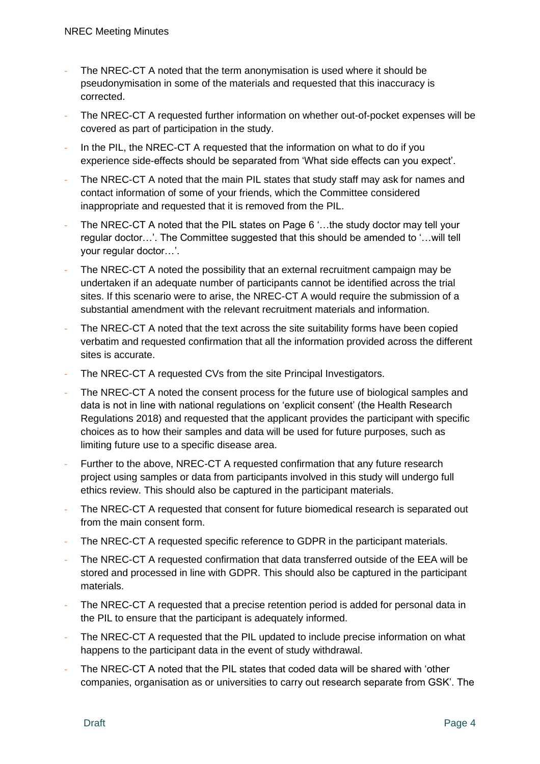- The NREC-CT A noted that the term anonymisation is used where it should be pseudonymisation in some of the materials and requested that this inaccuracy is corrected.
- The NREC-CT A requested further information on whether out-of-pocket expenses will be covered as part of participation in the study.
- In the PIL, the NREC-CT A requested that the information on what to do if you experience side-effects should be separated from 'What side effects can you expect'.
- The NREC-CT A noted that the main PIL states that study staff may ask for names and contact information of some of your friends, which the Committee considered inappropriate and requested that it is removed from the PIL.
- The NREC-CT A noted that the PIL states on Page 6 '…the study doctor may tell your regular doctor…'. The Committee suggested that this should be amended to '…will tell your regular doctor…'.
- The NREC-CT A noted the possibility that an external recruitment campaign may be undertaken if an adequate number of participants cannot be identified across the trial sites. If this scenario were to arise, the NREC-CT A would require the submission of a substantial amendment with the relevant recruitment materials and information.
- The NREC-CT A noted that the text across the site suitability forms have been copied verbatim and requested confirmation that all the information provided across the different sites is accurate.
- The NREC-CT A requested CVs from the site Principal Investigators.
- The NREC-CT A noted the consent process for the future use of biological samples and data is not in line with national regulations on 'explicit consent' (the Health Research Regulations 2018) and requested that the applicant provides the participant with specific choices as to how their samples and data will be used for future purposes, such as limiting future use to a specific disease area.
- Further to the above, NREC-CT A requested confirmation that any future research project using samples or data from participants involved in this study will undergo full ethics review. This should also be captured in the participant materials.
- The NREC-CT A requested that consent for future biomedical research is separated out from the main consent form.
- The NREC-CT A requested specific reference to GDPR in the participant materials.
- The NREC-CT A requested confirmation that data transferred outside of the EEA will be stored and processed in line with GDPR. This should also be captured in the participant materials.
- The NREC-CT A requested that a precise retention period is added for personal data in the PIL to ensure that the participant is adequately informed.
- The NREC-CT A requested that the PIL updated to include precise information on what happens to the participant data in the event of study withdrawal.
- The NREC-CT A noted that the PIL states that coded data will be shared with 'other companies, organisation as or universities to carry out research separate from GSK'. The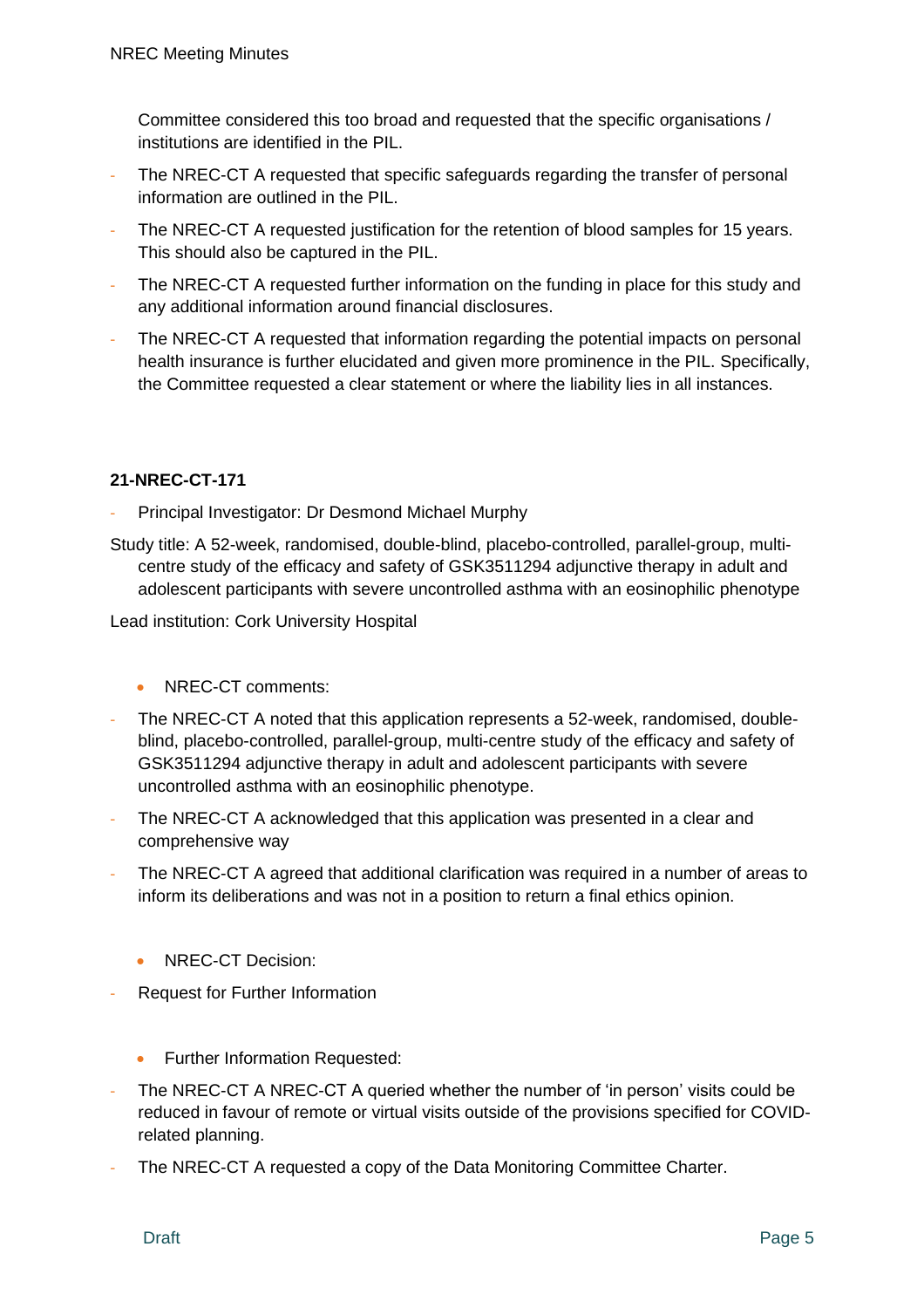Committee considered this too broad and requested that the specific organisations / institutions are identified in the PIL.

- The NREC-CT A requested that specific safeguards regarding the transfer of personal information are outlined in the PIL.
- The NREC-CT A requested justification for the retention of blood samples for 15 years. This should also be captured in the PIL.
- The NREC-CT A requested further information on the funding in place for this study and any additional information around financial disclosures.
- The NREC-CT A requested that information regarding the potential impacts on personal health insurance is further elucidated and given more prominence in the PIL. Specifically, the Committee requested a clear statement or where the liability lies in all instances.

**21-NREC-CT-171**

- Principal Investigator: Dr Desmond Michael Murphy

Study title: A 52-week, randomised, double-blind, placebo-controlled, parallel-group, multi-centre study of the efficacy and safety of GSK3511294 adjunctive therapy in adult and adolescent participants with severe uncontrolled asthma with an eosinophilic phenotype

Lead institution: Cork University Hospital

- NREC-CT comments:

- The NREC-CT A noted that this application represents a 52-week, randomised, double-blind, placebo-controlled, parallel-group, multi-centre study of the efficacy and safety of GSK3511294 adjunctive therapy in adult and adolescent participants with severe uncontrolled asthma with an eosinophilic phenotype.
- The NREC-CT A acknowledged that this application was presented in a clear and comprehensive way
- The NREC-CT A agreed that additional clarification was required in a number of areas to inform its deliberations and was not in a position to return a final ethics opinion.

- NREC-CT Decision:

- Request for Further Information

- Further Information Requested:

- The NREC-CT A NREC-CT A queried whether the number of 'in person' visits could be reduced in favour of remote or virtual visits outside of the provisions specified for COVID-related planning.
- The NREC-CT A requested a copy of the Data Monitoring Committee Charter.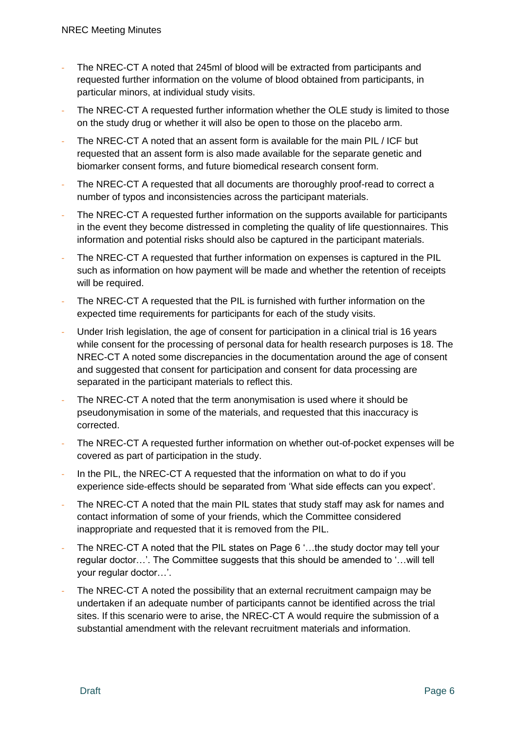- The NREC-CT A noted that 245ml of blood will be extracted from participants and requested further information on the volume of blood obtained from participants, in particular minors, at individual study visits.
- The NREC-CT A requested further information whether the OLE study is limited to those on the study drug or whether it will also be open to those on the placebo arm.
- The NREC-CT A noted that an assent form is available for the main PIL / ICF but requested that an assent form is also made available for the separate genetic and biomarker consent forms, and future biomedical research consent form.
- The NREC-CT A requested that all documents are thoroughly proof-read to correct a number of typos and inconsistencies across the participant materials.
- The NREC-CT A requested further information on the supports available for participants in the event they become distressed in completing the quality of life questionnaires. This information and potential risks should also be captured in the participant materials.
- The NREC-CT A requested that further information on expenses is captured in the PIL such as information on how payment will be made and whether the retention of receipts will be required.
- The NREC-CT A requested that the PIL is furnished with further information on the expected time requirements for participants for each of the study visits.
- Under Irish legislation, the age of consent for participation in a clinical trial is 16 years while consent for the processing of personal data for health research purposes is 18. The NREC-CT A noted some discrepancies in the documentation around the age of consent and suggested that consent for participation and consent for data processing are separated in the participant materials to reflect this.
- The NREC-CT A noted that the term anonymisation is used where it should be pseudonymisation in some of the materials, and requested that this inaccuracy is corrected.
- The NREC-CT A requested further information on whether out-of-pocket expenses will be covered as part of participation in the study.
- In the PIL, the NREC-CT A requested that the information on what to do if you experience side-effects should be separated from 'What side effects can you expect'.
- The NREC-CT A noted that the main PIL states that study staff may ask for names and contact information of some of your friends, which the Committee considered inappropriate and requested that it is removed from the PIL.
- The NREC-CT A noted that the PIL states on Page 6 '…the study doctor may tell your regular doctor…'. The Committee suggests that this should be amended to '…will tell your regular doctor…'.
- The NREC-CT A noted the possibility that an external recruitment campaign may be undertaken if an adequate number of participants cannot be identified across the trial sites. If this scenario were to arise, the NREC-CT A would require the submission of a substantial amendment with the relevant recruitment materials and information.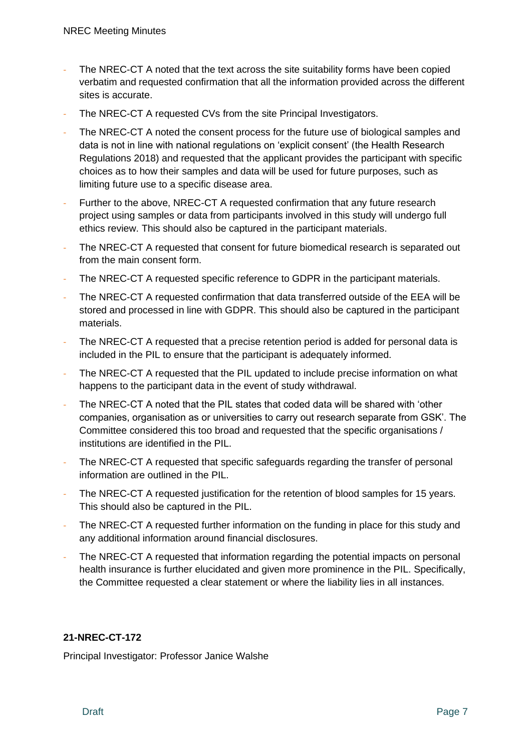- The NREC-CT A noted that the text across the site suitability forms have been copied verbatim and requested confirmation that all the information provided across the different sites is accurate.
- The NREC-CT A requested CVs from the site Principal Investigators.
- The NREC-CT A noted the consent process for the future use of biological samples and data is not in line with national regulations on 'explicit consent' (the Health Research Regulations 2018) and requested that the applicant provides the participant with specific choices as to how their samples and data will be used for future purposes, such as limiting future use to a specific disease area.
- Further to the above, NREC-CT A requested confirmation that any future research project using samples or data from participants involved in this study will undergo full ethics review. This should also be captured in the participant materials.
- The NREC-CT A requested that consent for future biomedical research is separated out from the main consent form.
- The NREC-CT A requested specific reference to GDPR in the participant materials.
- The NREC-CT A requested confirmation that data transferred outside of the EEA will be stored and processed in line with GDPR. This should also be captured in the participant materials.
- The NREC-CT A requested that a precise retention period is added for personal data is included in the PIL to ensure that the participant is adequately informed.
- The NREC-CT A requested that the PIL updated to include precise information on what happens to the participant data in the event of study withdrawal.
- The NREC-CT A noted that the PIL states that coded data will be shared with 'other companies, organisation as or universities to carry out research separate from GSK'. The Committee considered this too broad and requested that the specific organisations / institutions are identified in the PIL.
- The NREC-CT A requested that specific safeguards regarding the transfer of personal information are outlined in the PIL.
- The NREC-CT A requested justification for the retention of blood samples for 15 years. This should also be captured in the PIL.
- The NREC-CT A requested further information on the funding in place for this study and any additional information around financial disclosures.
- The NREC-CT A requested that information regarding the potential impacts on personal health insurance is further elucidated and given more prominence in the PIL. Specifically, the Committee requested a clear statement or where the liability lies in all instances.

**21-NREC-CT-172**

Principal Investigator: Professor Janice Walshe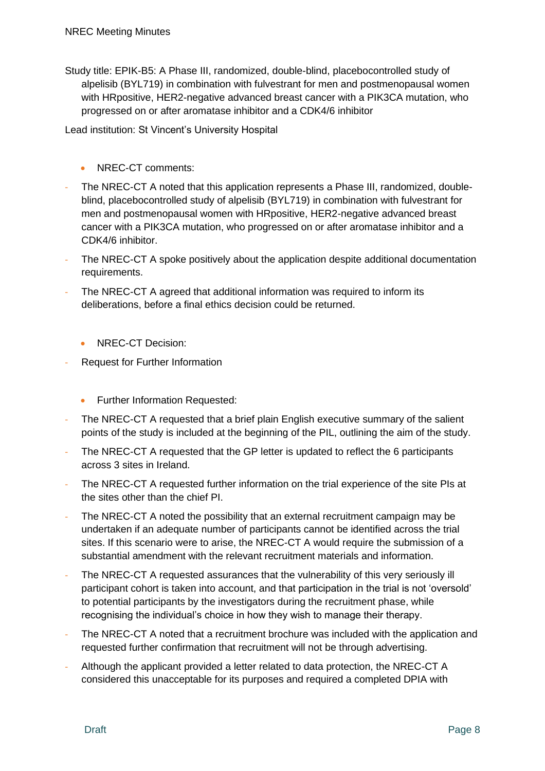Study title: EPIK-B5: A Phase III, randomized, double-blind, placebocontrolled study of alpelisib (BYL719) in combination with fulvestrant for men and postmenopausal women with HRpositive, HER2-negative advanced breast cancer with a PIK3CA mutation, who progressed on or after aromatase inhibitor and a CDK4/6 inhibitor

Lead institution: St Vincent's University Hospital

- NREC-CT comments:

- The NREC-CT A noted that this application represents a Phase III, randomized, double-blind, placebocontrolled study of alpelisib (BYL719) in combination with fulvestrant for men and postmenopausal women with HRpositive, HER2-negative advanced breast cancer with a PIK3CA mutation, who progressed on or after aromatase inhibitor and a CDK4/6 inhibitor.
- The NREC-CT A spoke positively about the application despite additional documentation requirements.
- The NREC-CT A agreed that additional information was required to inform its deliberations, before a final ethics decision could be returned.

- NREC-CT Decision:

- Request for Further Information

- Further Information Requested:

- The NREC-CT A requested that a brief plain English executive summary of the salient points of the study is included at the beginning of the PIL, outlining the aim of the study.
- The NREC-CT A requested that the GP letter is updated to reflect the 6 participants across 3 sites in Ireland.
- The NREC-CT A requested further information on the trial experience of the site PIs at the sites other than the chief PI.
- The NREC-CT A noted the possibility that an external recruitment campaign may be undertaken if an adequate number of participants cannot be identified across the trial sites. If this scenario were to arise, the NREC-CT A would require the submission of a substantial amendment with the relevant recruitment materials and information.
- The NREC-CT A requested assurances that the vulnerability of this very seriously ill participant cohort is taken into account, and that participation in the trial is not 'oversold' to potential participants by the investigators during the recruitment phase, while recognising the individual's choice in how they wish to manage their therapy.
- The NREC-CT A noted that a recruitment brochure was included with the application and requested further confirmation that recruitment will not be through advertising.
- Although the applicant provided a letter related to data protection, the NREC-CT A considered this unacceptable for its purposes and required a completed DPIA with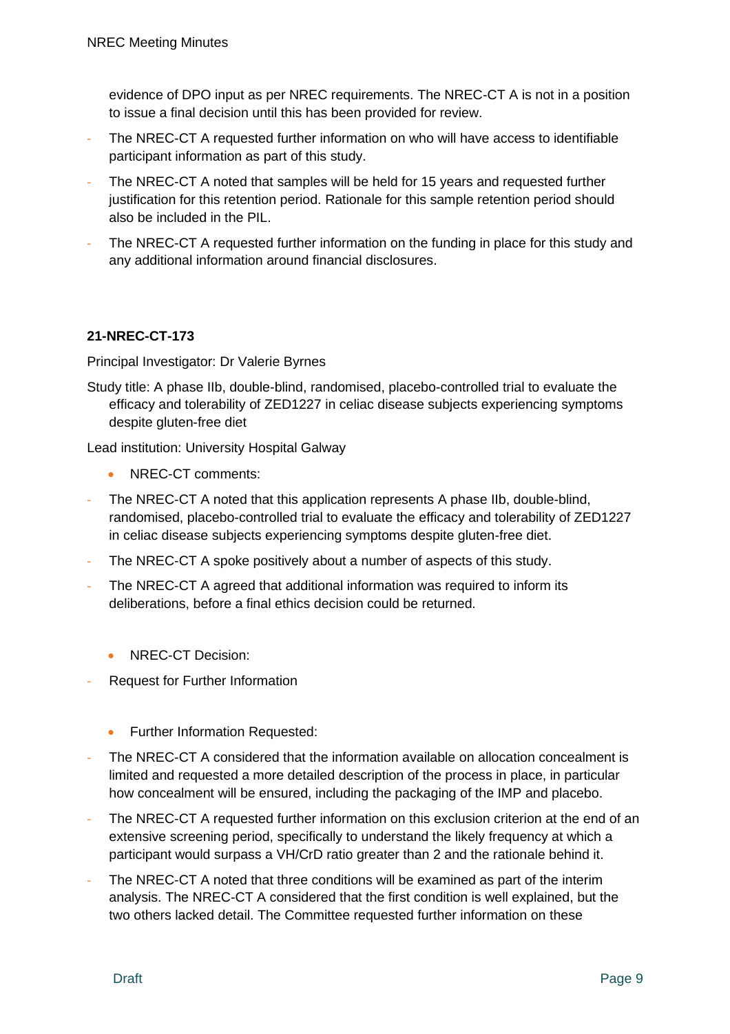evidence of DPO input as per NREC requirements. The NREC-CT A is not in a position to issue a final decision until this has been provided for review.

- The NREC-CT A requested further information on who will have access to identifiable participant information as part of this study.
- The NREC-CT A noted that samples will be held for 15 years and requested further justification for this retention period. Rationale for this sample retention period should also be included in the PIL.
- The NREC-CT A requested further information on the funding in place for this study and any additional information around financial disclosures.

**21-NREC-CT-173**

Principal Investigator: Dr Valerie Byrnes

Study title: A phase IIb, double-blind, randomised, placebo-controlled trial to evaluate the efficacy and tolerability of ZED1227 in celiac disease subjects experiencing symptoms despite gluten-free diet

Lead institution: University Hospital Galway

- NREC-CT comments:

- The NREC-CT A noted that this application represents A phase IIb, double-blind, randomised, placebo-controlled trial to evaluate the efficacy and tolerability of ZED1227 in celiac disease subjects experiencing symptoms despite gluten-free diet.
- The NREC-CT A spoke positively about a number of aspects of this study.
- The NREC-CT A agreed that additional information was required to inform its deliberations, before a final ethics decision could be returned.

- NREC-CT Decision:

- Request for Further Information

- Further Information Requested:

- The NREC-CT A considered that the information available on allocation concealment is limited and requested a more detailed description of the process in place, in particular how concealment will be ensured, including the packaging of the IMP and placebo.
- The NREC-CT A requested further information on this exclusion criterion at the end of an extensive screening period, specifically to understand the likely frequency at which a participant would surpass a VH/CrD ratio greater than 2 and the rationale behind it.
- The NREC-CT A noted that three conditions will be examined as part of the interim analysis. The NREC-CT A considered that the first condition is well explained, but the two others lacked detail. The Committee requested further information on these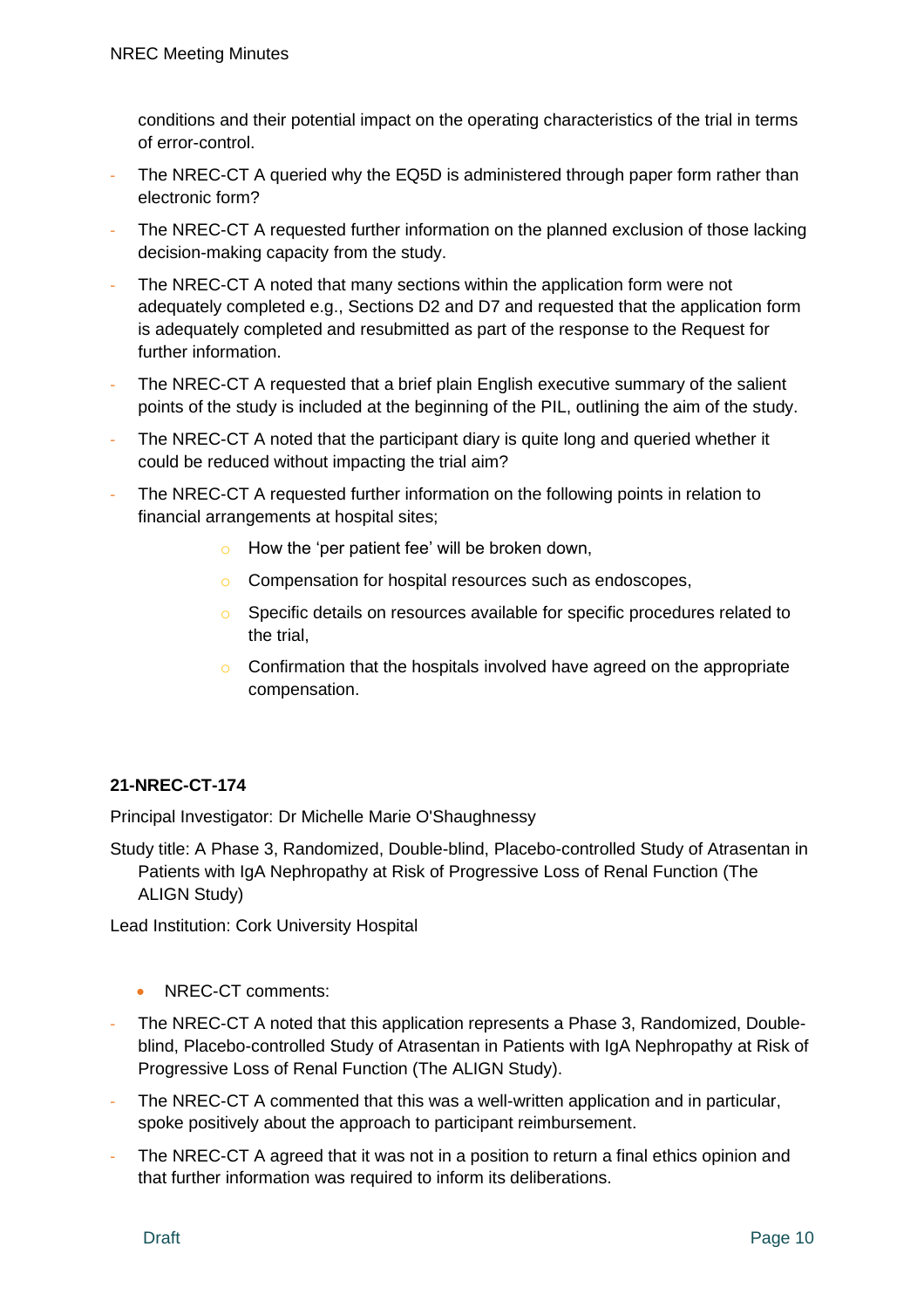conditions and their potential impact on the operating characteristics of the trial in terms of error-control.

- The NREC-CT A queried why the EQ5D is administered through paper form rather than electronic form?
- The NREC-CT A requested further information on the planned exclusion of those lacking decision-making capacity from the study.
- The NREC-CT A noted that many sections within the application form were not adequately completed e.g., Sections D2 and D7 and requested that the application form is adequately completed and resubmitted as part of the response to the Request for further information.
- The NREC-CT A requested that a brief plain English executive summary of the salient points of the study is included at the beginning of the PIL, outlining the aim of the study.
- The NREC-CT A noted that the participant diary is quite long and queried whether it could be reduced without impacting the trial aim?
- The NREC-CT A requested further information on the following points in relation to financial arrangements at hospital sites;
    - How the 'per patient fee' will be broken down,
    - Compensation for hospital resources such as endoscopes,
    - Specific details on resources available for specific procedures related to the trial,
    - Confirmation that the hospitals involved have agreed on the appropriate compensation.

**21-NREC-CT-174**

Principal Investigator: Dr Michelle Marie O'Shaughnessy

Study title: A Phase 3, Randomized, Double-blind, Placebo-controlled Study of Atrasentan in Patients with IgA Nephropathy at Risk of Progressive Loss of Renal Function (The ALIGN Study)

Lead Institution: Cork University Hospital

- NREC-CT comments:

- The NREC-CT A noted that this application represents a Phase 3, Randomized, Double-blind, Placebo-controlled Study of Atrasentan in Patients with IgA Nephropathy at Risk of Progressive Loss of Renal Function (The ALIGN Study).
- The NREC-CT A commented that this was a well-written application and in particular, spoke positively about the approach to participant reimbursement.
- The NREC-CT A agreed that it was not in a position to return a final ethics opinion and that further information was required to inform its deliberations.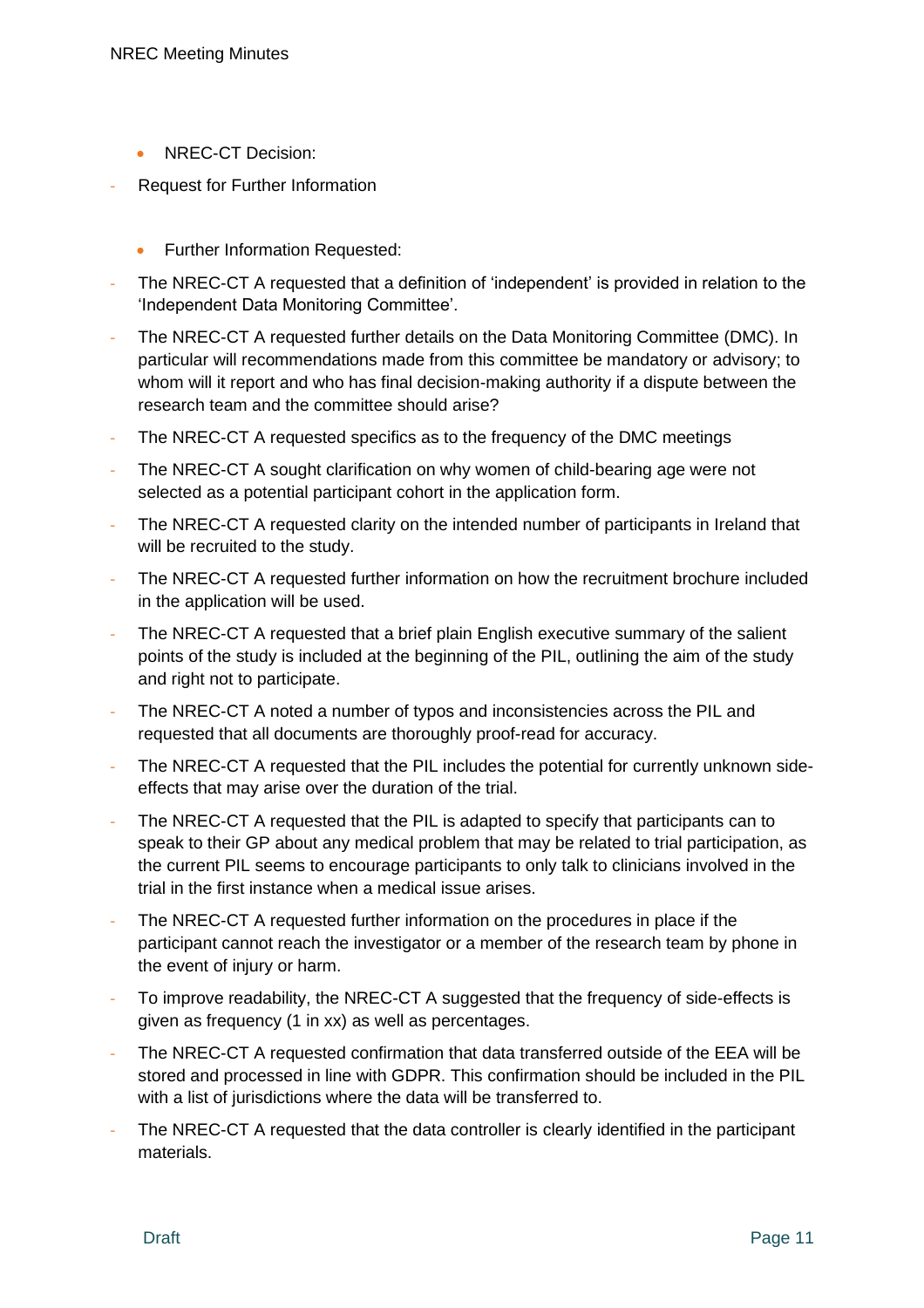- NREC-CT Decision:

- Request for Further Information

- Further Information Requested:

- The NREC-CT A requested that a definition of 'independent' is provided in relation to the 'Independent Data Monitoring Committee'.
- The NREC-CT A requested further details on the Data Monitoring Committee (DMC). In particular will recommendations made from this committee be mandatory or advisory; to whom will it report and who has final decision-making authority if a dispute between the research team and the committee should arise?
- The NREC-CT A requested specifics as to the frequency of the DMC meetings
- The NREC-CT A sought clarification on why women of child-bearing age were not selected as a potential participant cohort in the application form.
- The NREC-CT A requested clarity on the intended number of participants in Ireland that will be recruited to the study.
- The NREC-CT A requested further information on how the recruitment brochure included in the application will be used.
- The NREC-CT A requested that a brief plain English executive summary of the salient points of the study is included at the beginning of the PIL, outlining the aim of the study and right not to participate.
- The NREC-CT A noted a number of typos and inconsistencies across the PIL and requested that all documents are thoroughly proof-read for accuracy.
- The NREC-CT A requested that the PIL includes the potential for currently unknown side-effects that may arise over the duration of the trial.
- The NREC-CT A requested that the PIL is adapted to specify that participants can to speak to their GP about any medical problem that may be related to trial participation, as the current PIL seems to encourage participants to only talk to clinicians involved in the trial in the first instance when a medical issue arises.
- The NREC-CT A requested further information on the procedures in place if the participant cannot reach the investigator or a member of the research team by phone in the event of injury or harm.
- To improve readability, the NREC-CT A suggested that the frequency of side-effects is given as frequency (1 in xx) as well as percentages.
- The NREC-CT A requested confirmation that data transferred outside of the EEA will be stored and processed in line with GDPR. This confirmation should be included in the PIL with a list of jurisdictions where the data will be transferred to.
- The NREC-CT A requested that the data controller is clearly identified in the participant materials.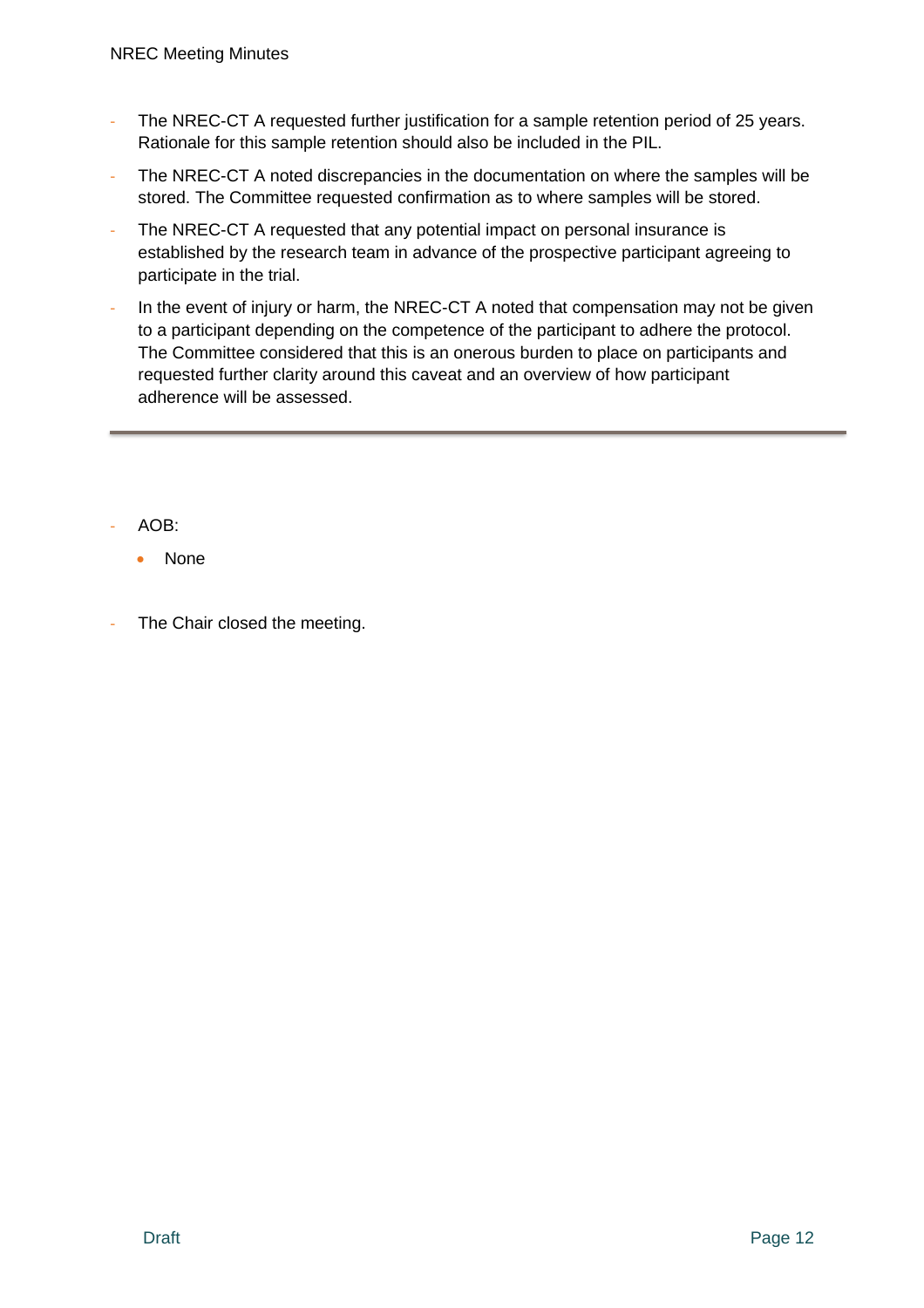- The NREC-CT A requested further justification for a sample retention period of 25 years. Rationale for this sample retention should also be included in the PIL.
- The NREC-CT A noted discrepancies in the documentation on where the samples will be stored. The Committee requested confirmation as to where samples will be stored.
- The NREC-CT A requested that any potential impact on personal insurance is established by the research team in advance of the prospective participant agreeing to participate in the trial.
- In the event of injury or harm, the NREC-CT A noted that compensation may not be given to a participant depending on the competence of the participant to adhere the protocol. The Committee considered that this is an onerous burden to place on participants and requested further clarity around this caveat and an overview of how participant adherence will be assessed.

---

- AOB:
  - None

- The Chair closed the meeting.